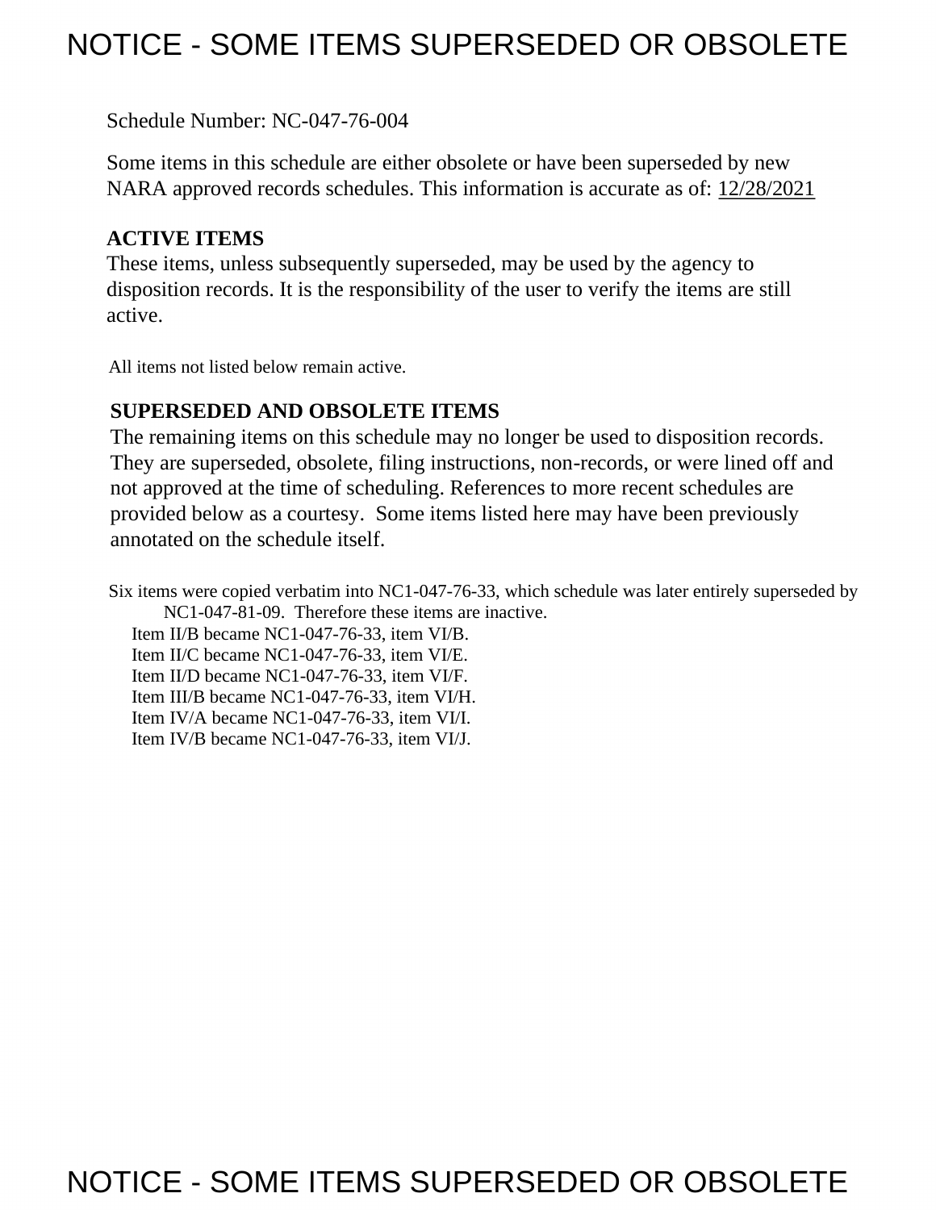# NOTICE - SOME ITEMS SUPERSEDED OR OBSOLETE

Schedule Number: NC-047-76-004

Some items in this schedule are either obsolete or have been superseded by new NARA approved records schedules. This information is accurate as of: 12/28/2021

## ACTIVE ITEMS

These items, unless subsequently superseded, may be used by the agency to disposition records. It is the responsibility of the user to verify the items are still active.

All items not listed below remain active.

## SUPERSEDED AND OBSOLETE ITEMS

The remaining items on this schedule may no longer be used to disposition records. They are superseded, obsolete, filing instructions, non-records, or were lined off and not approved at the time of scheduling. References to more recent schedules are provided below as a courtesy. Some items listed here may have been previously annotated on the schedule itself.

Six items were copied verbatim into NC1-047-76-33, which schedule was later entirely superseded by NC1-047-81-09. Therefore these items are inactive.

- Item II/B became NC1-047-76-33, item VI/B.
- Item II/C became NC1-047-76-33, item VI/E.
- Item II/D became NC1-047-76-33, item VI/F.
- Item III/B became NC1-047-76-33, item VI/H.
- Item IV/A became NC1-047-76-33, item VI/I.
- Item IV/B became NC1-047-76-33, item VI/J.

# NOTICE - SOME ITEMS SUPERSEDED OR OBSOLETE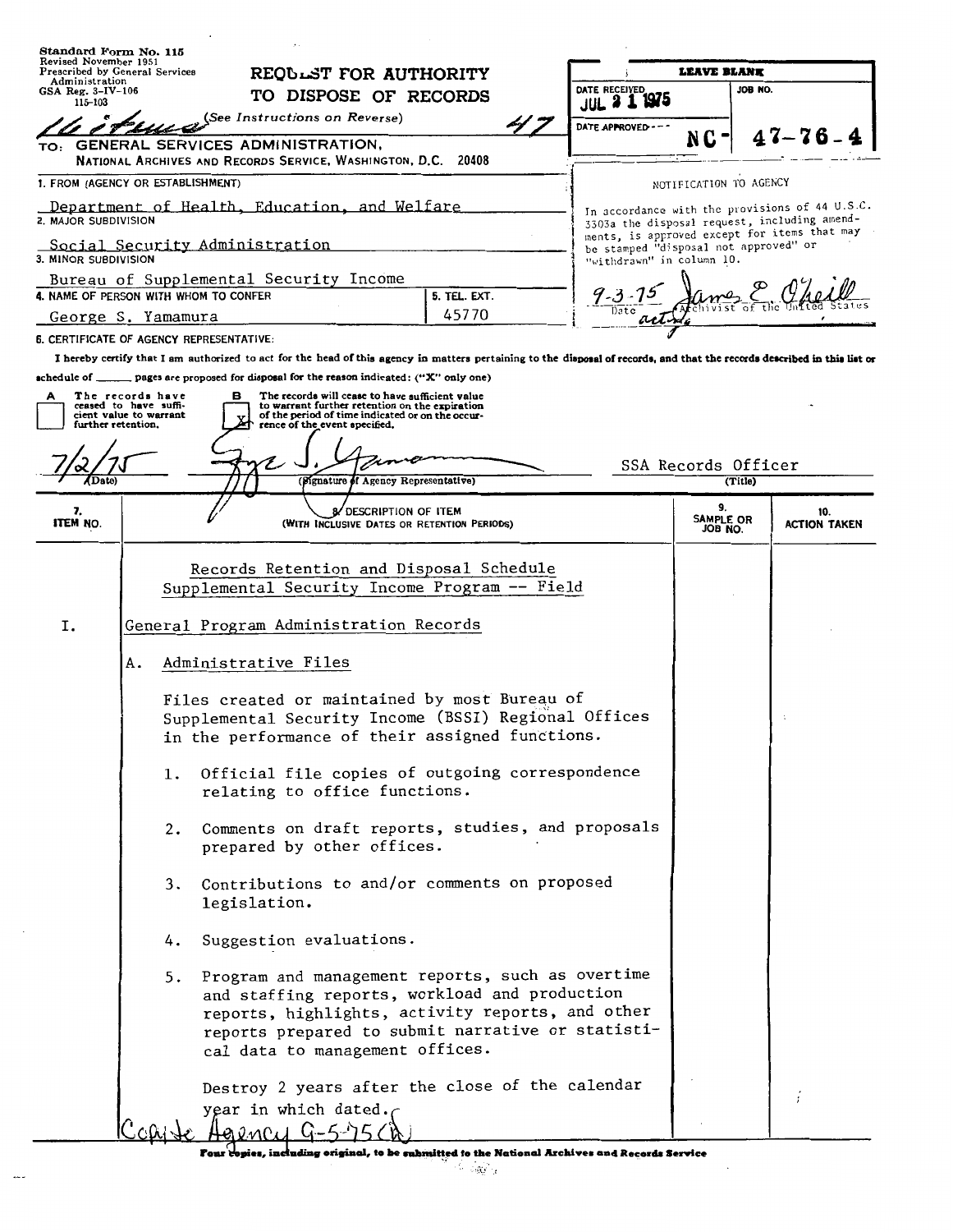Standard Form No. 115
Revised November 1951
Prescribed by General Services Administration
GSA Reg. 3-IV-106
115-103

# REQUEST FOR AUTHORITY TO DISPOSE OF RECORDS

(See Instructions on Reverse)

47

TO: GENERAL SERVICES ADMINISTRATION,
NATIONAL ARCHIVES AND RECORDS SERVICE, WASHINGTON, D.C. 20408

**LEAVE BLANK**

DATE RECEIVED: JUL 21 1975

JOB NO.: NC-47-76-4

DATE APPROVED

NOTIFICATION TO AGENCY

In accordance with the provisions of 44 U.S.C. 3303a the disposal request, including amendments, is approved except for items that may be stamped "disposal not approved" or "withdrawn" in column 10.

9-3-75 (Date) — James E. O'Neill, acting Archivist of the United States

1. FROM (AGENCY OR ESTABLISHMENT): Department of Health, Education, and Welfare
2. MAJOR SUBDIVISION: Social Security Administration
3. MINOR SUBDIVISION: Bureau of Supplemental Security Income
4. NAME OF PERSON WITH WHOM TO CONFER: George S. Yamamura
5. TEL. EXT.: 45770

6. CERTIFICATE OF AGENCY REPRESENTATIVE:

I hereby certify that I am authorized to act for the head of this agency in matters pertaining to the disposal of records, and that the records described in this list or schedule of ______ pages are proposed for disposal for the reason indicated: ("X" only one)

- [ ] A The records have ceased to have sufficient value to warrant further retention.
- [X] B The records will cease to have sufficient value to warrant further retention on the expiration of the period of time indicated or on the occurrence of the event specified.

7/2/75 (Date) — George S. Yamamura (Signature of Agency Representative) — SSA Records Officer (Title)

| 7. ITEM NO. | 8. DESCRIPTION OF ITEM (WITH INCLUSIVE DATES OR RETENTION PERIODS) | 9. SAMPLE OR JOB NO. | 10. ACTION TAKEN |
|---|---|---|---|

Records Retention and Disposal Schedule
Supplemental Security Income Program -- Field

I. General Program Administration Records

A. Administrative Files

Files created or maintained by most Bureau of Supplemental Security Income (BSSI) Regional Offices in the performance of their assigned functions.

1. Official file copies of outgoing correspondence relating to office functions.

2. Comments on draft reports, studies, and proposals prepared by other offices.

3. Contributions to and/or comments on proposed legislation.

4. Suggestion evaluations.

5. Program and management reports, such as overtime and staffing reports, workload and production reports, highlights, activity reports, and other reports prepared to submit narrative or statistical data to management offices.

Destroy 2 years after the close of the calendar year in which dated.

Copy to Agency 9-5-75

Four copies, including original, to be submitted to the National Archives and Records Service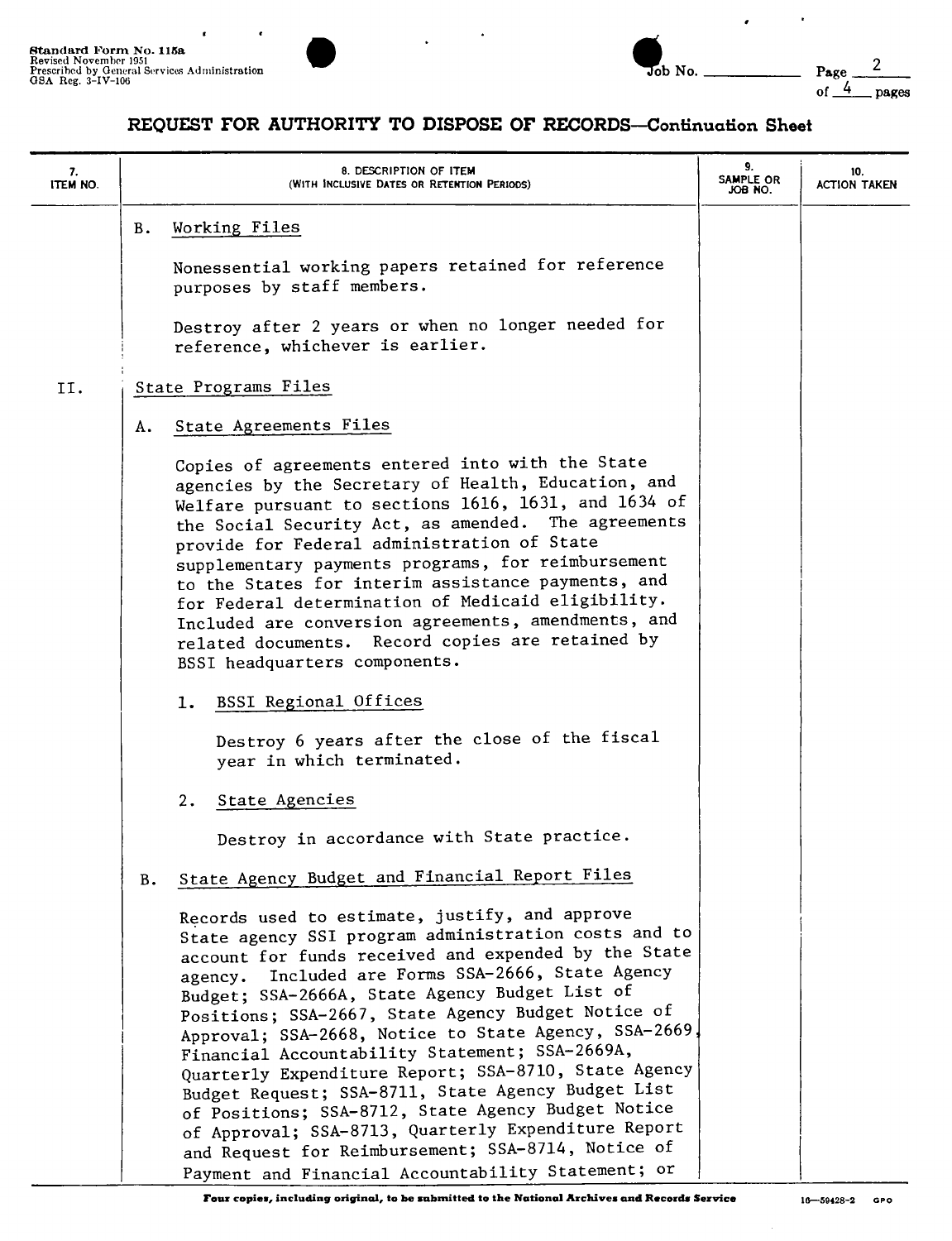# REQUEST FOR AUTHORITY TO DISPOSE OF RECORDS—Continuation Sheet

| 7. ITEM NO. | 8. DESCRIPTION OF ITEM (WITH INCLUSIVE DATES OR RETENTION PERIODS) | 9. SAMPLE OR JOB NO. | 10. ACTION TAKEN |
|---|---|---|---|

B. Working Files

Nonessential working papers retained for reference purposes by staff members.

Destroy after 2 years or when no longer needed for reference, whichever is earlier.

II. State Programs Files

A. State Agreements Files

Copies of agreements entered into with the State agencies by the Secretary of Health, Education, and Welfare pursuant to sections 1616, 1631, and 1634 of the Social Security Act, as amended. The agreements provide for Federal administration of State supplementary payments programs, for reimbursement to the States for interim assistance payments, and for Federal determination of Medicaid eligibility. Included are conversion agreements, amendments, and related documents. Record copies are retained by BSSI headquarters components.

1. BSSI Regional Offices

Destroy 6 years after the close of the fiscal year in which terminated.

2. State Agencies

Destroy in accordance with State practice.

B. State Agency Budget and Financial Report Files

Records used to estimate, justify, and approve State agency SSI program administration costs and to account for funds received and expended by the State agency. Included are Forms SSA-2666, State Agency Budget; SSA-2666A, State Agency Budget List of Positions; SSA-2667, State Agency Budget Notice of Approval; SSA-2668, Notice to State Agency, SSA-2669, Financial Accountability Statement; SSA-2669A, Quarterly Expenditure Report; SSA-8710, State Agency Budget Request; SSA-8711, State Agency Budget List of Positions; SSA-8712, State Agency Budget Notice of Approval; SSA-8713, Quarterly Expenditure Report and Request for Reimbursement; SSA-8714, Notice of Payment and Financial Accountability Statement; or

Four copies, including original, to be submitted to the National Archives and Records Service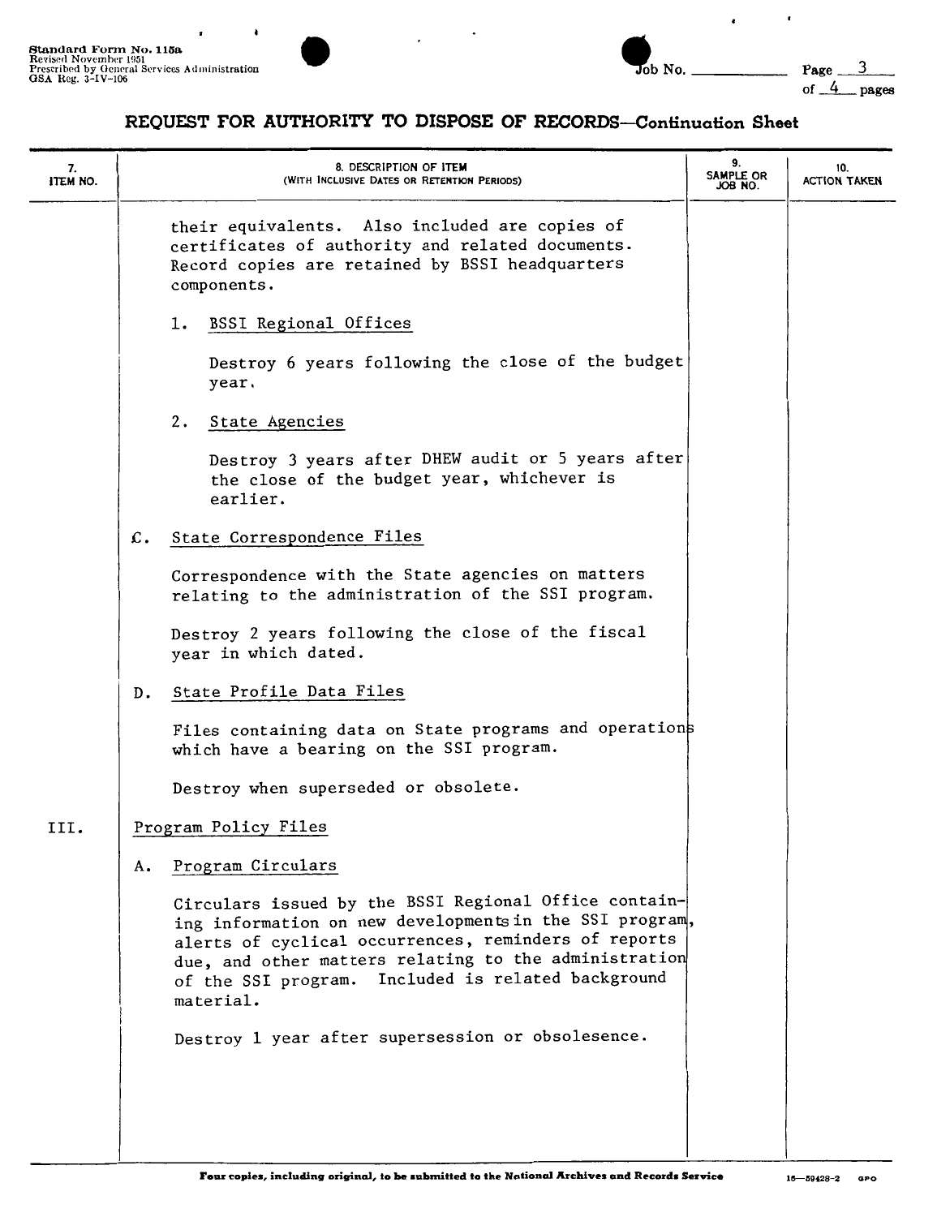## REQUEST FOR AUTHORITY TO DISPOSE OF RECORDS—Continuation Sheet

| 7. ITEM NO. | 8. DESCRIPTION OF ITEM (WITH INCLUSIVE DATES OR RETENTION PERIODS) | 9. SAMPLE OR JOB NO. | 10. ACTION TAKEN |
|---|---|---|---|
| | their equivalents. Also included are copies of certificates of authority and related documents. Record copies are retained by BSSI headquarters components. | | |
| | 1. BSSI Regional Offices | | |
| | Destroy 6 years following the close of the budget year. | | |
| | 2. State Agencies | | |
| | Destroy 3 years after DHEW audit or 5 years after the close of the budget year, whichever is earlier. | | |
| | C. State Correspondence Files | | |
| | Correspondence with the State agencies on matters relating to the administration of the SSI program. | | |
| | Destroy 2 years following the close of the fiscal year in which dated. | | |
| | D. State Profile Data Files | | |
| | Files containing data on State programs and operations which have a bearing on the SSI program. | | |
| | Destroy when superseded or obsolete. | | |
| III. | Program Policy Files | | |
| | A. Program Circulars | | |
| | Circulars issued by the BSSI Regional Office containing information on new developments in the SSI program, alerts of cyclical occurrences, reminders of reports due, and other matters relating to the administration of the SSI program. Included is related background material. | | |
| | Destroy 1 year after supersession or obsolesence. | | |

Four copies, including original, to be submitted to the National Archives and Records Service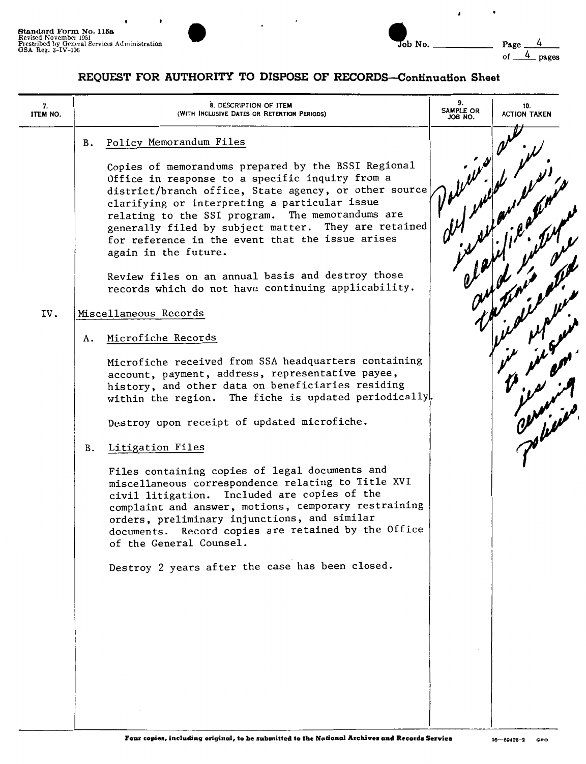Standard Form No. 115a
Revised November 1951
Prescribed by General Services Administration
GSA Reg. 3-IV-106

Job No. ________ Page 4 of 4 pages

# REQUEST FOR AUTHORITY TO DISPOSE OF RECORDS—Continuation Sheet

| 7. ITEM NO. | 8. DESCRIPTION OF ITEM (WITH INCLUSIVE DATES OR RETENTION PERIODS) | 9. SAMPLE OR JOB NO. | 10. ACTION TAKEN |
|---|---|---|---|
| | **B. Policy Memorandum Files**<br><br>Copies of memorandums prepared by the BSSI Regional Office in response to a specific inquiry from a district/branch office, State agency, or other source clarifying or interpreting a particular issue relating to the SSI program. The memorandums are generally filed by subject matter. They are retained for reference in the event that the issue arises again in the future.<br><br>Review files on an annual basis and destroy those records which do not have continuing applicability. | | Policies are defined in issuances; clarifications and interpretations are indicated in replies to inquiries concerning policies |
| IV. | **Miscellaneous Records** | | |
| | **A. Microfiche Records**<br><br>Microfiche received from SSA headquarters containing account, payment, address, representative payee, history, and other data on beneficiaries residing within the region. The fiche is updated periodically.<br><br>Destroy upon receipt of updated microfiche. | | |
| | **B. Litigation Files**<br><br>Files containing copies of legal documents and miscellaneous correspondence relating to Title XVI civil litigation. Included are copies of the complaint and answer, motions, temporary restraining orders, preliminary injunctions, and similar documents. Record copies are retained by the Office of the General Counsel.<br><br>Destroy 2 years after the case has been closed. | | |

Four copies, including original, to be submitted to the National Archives and Records Service

16—59428-2 GPO